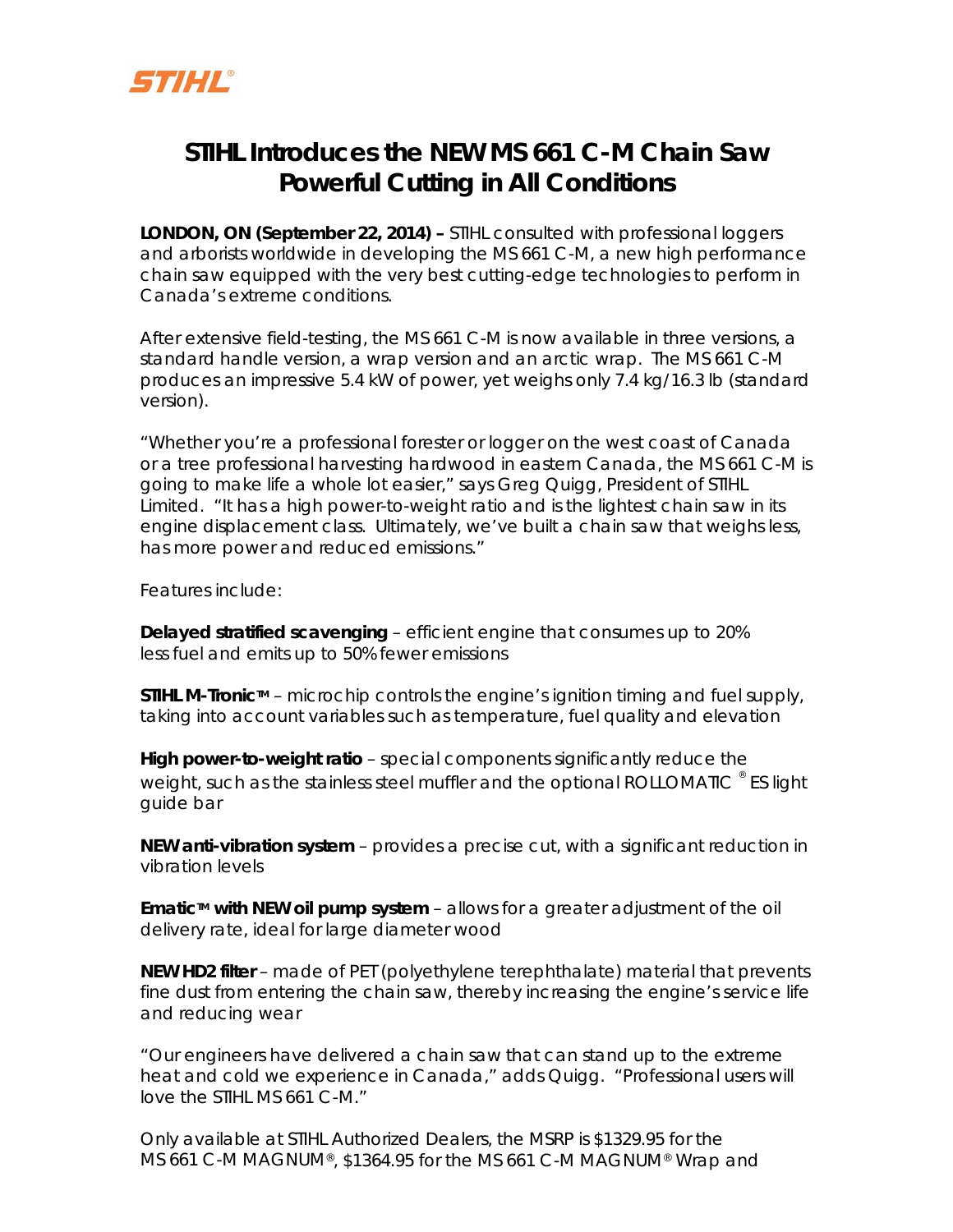STIHL®

# STIHL Introduces the NEW MS 661 C-M Chain Saw
## Powerful Cutting in All Conditions

**LONDON, ON (September 22, 2014) –** STIHL consulted with professional loggers and arborists worldwide in developing the MS 661 C-M, a new high performance chain saw equipped with the very best cutting-edge technologies to perform in Canada's extreme conditions.

After extensive field-testing, the MS 661 C-M is now available in three versions, a standard handle version, a wrap version and an arctic wrap. The MS 661 C-M produces an impressive 5.4 kW of power, yet weighs only 7.4 kg/16.3 lb (standard version).

"Whether you're a professional forester or logger on the west coast of Canada or a tree professional harvesting hardwood in eastern Canada, the MS 661 C-M is going to make life a whole lot easier," says Greg Quigg, President of STIHL Limited. "It has a high power-to-weight ratio and is the lightest chain saw in its engine displacement class. Ultimately, we've built a chain saw that weighs less, has more power and reduced emissions."

Features include:

**Delayed stratified scavenging** – efficient engine that consumes up to 20% less fuel and emits up to 50% fewer emissions

**STIHL M-Tronic™** – microchip controls the engine's ignition timing and fuel supply, taking into account variables such as temperature, fuel quality and elevation

**High power-to-weight ratio** – special components significantly reduce the weight, such as the stainless steel muffler and the optional ROLLOMATIC ® ES light guide bar

**NEW anti-vibration system** – provides a precise cut, with a significant reduction in vibration levels

**Ematic™ with NEW oil pump system** – allows for a greater adjustment of the oil delivery rate, ideal for large diameter wood

**NEW HD2 filter** – made of PET (polyethylene terephthalate) material that prevents fine dust from entering the chain saw, thereby increasing the engine's service life and reducing wear

"Our engineers have delivered a chain saw that can stand up to the extreme heat and cold we experience in Canada," adds Quigg. "Professional users will love the STIHL MS 661 C-M."

Only available at STIHL Authorized Dealers, the MSRP is $1329.95 for the MS 661 C-M MAGNUM®, $1364.95 for the MS 661 C-M MAGNUM® Wrap and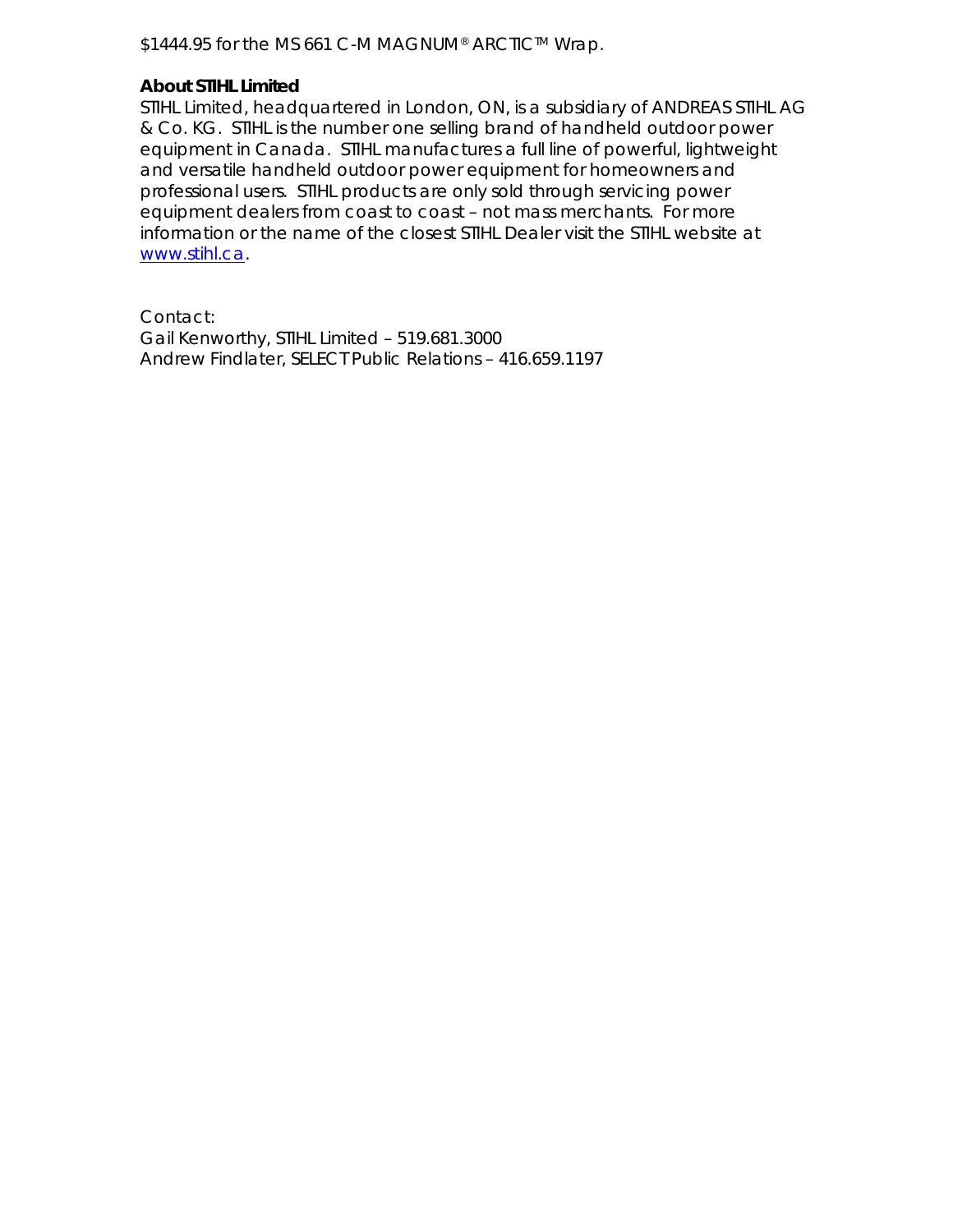$1444.95 for the MS 661 C-M MAGNUM® ARCTIC™ Wrap.

**About STIHL Limited**

STIHL Limited, headquartered in London, ON, is a subsidiary of ANDREAS STIHL AG & Co. KG. STIHL is the number one selling brand of handheld outdoor power equipment in Canada. STIHL manufactures a full line of powerful, lightweight and versatile handheld outdoor power equipment for homeowners and professional users. STIHL products are only sold through servicing power equipment dealers from coast to coast – not mass merchants. For more information or the name of the closest STIHL Dealer visit the STIHL website at www.stihl.ca.

Contact:

Gail Kenworthy, STIHL Limited – 519.681.3000

Andrew Findlater, SELECT Public Relations – 416.659.1197